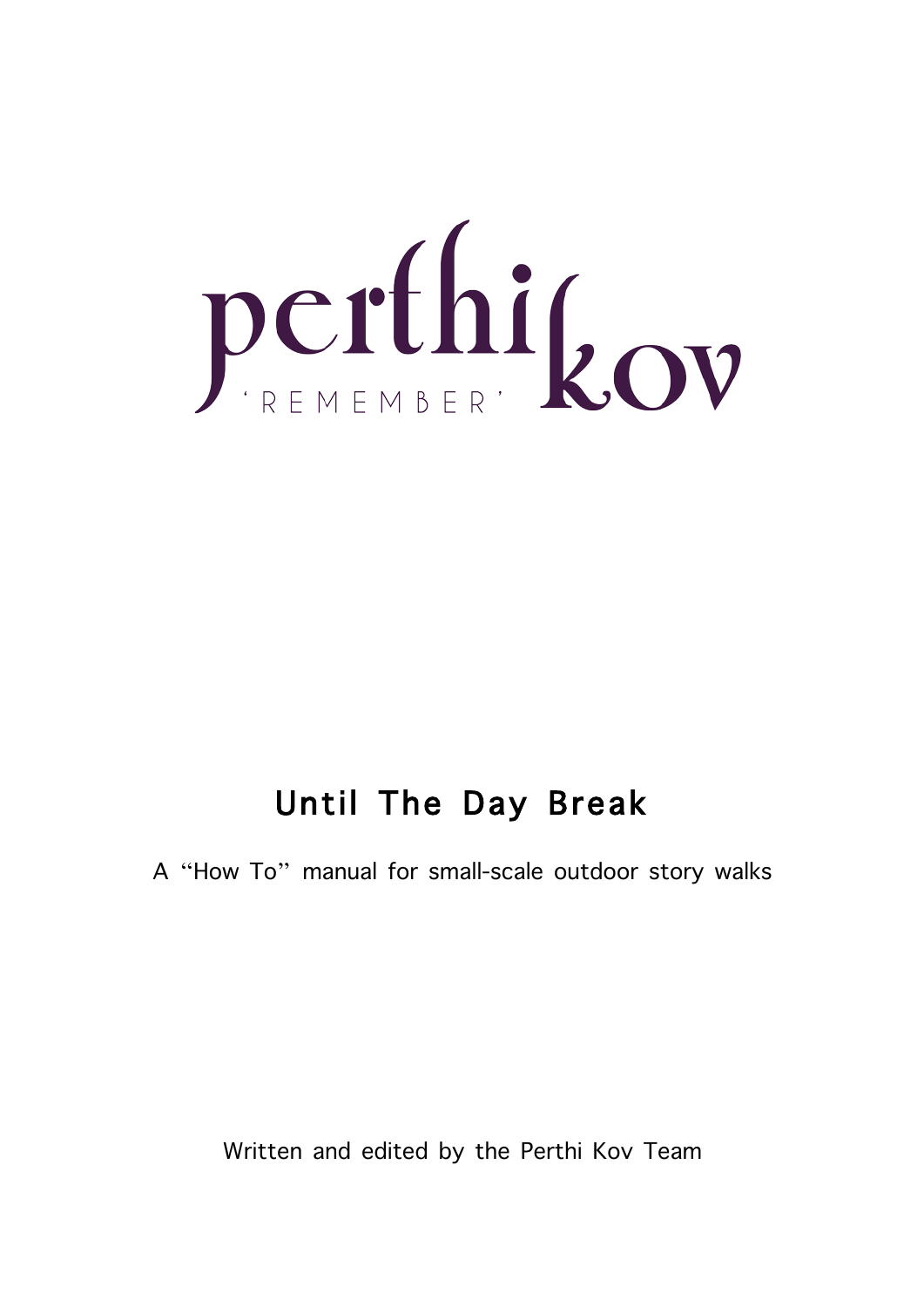perthi kov

'REMEMBER'

# Until The Day Break

A "How To" manual for small-scale outdoor story walks

Written and edited by the Perthi Kov Team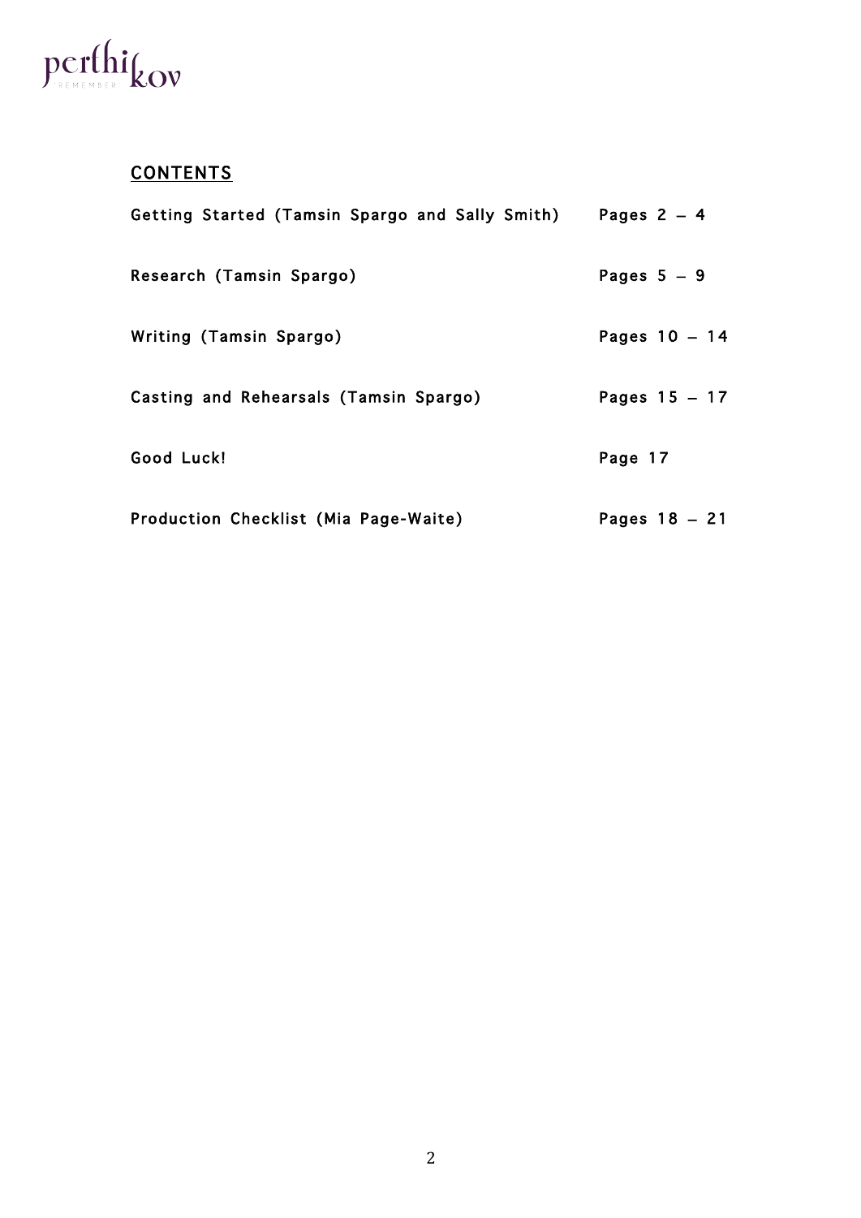## CONTENTS

| | |
|---|---|
| Getting Started (Tamsin Spargo and Sally Smith) | Pages 2 – 4 |
| Research (Tamsin Spargo) | Pages 5 – 9 |
| Writing (Tamsin Spargo) | Pages 10 – 14 |
| Casting and Rehearsals (Tamsin Spargo) | Pages 15 – 17 |
| Good Luck! | Page 17 |
| Production Checklist (Mia Page-Waite) | Pages 18 – 21 |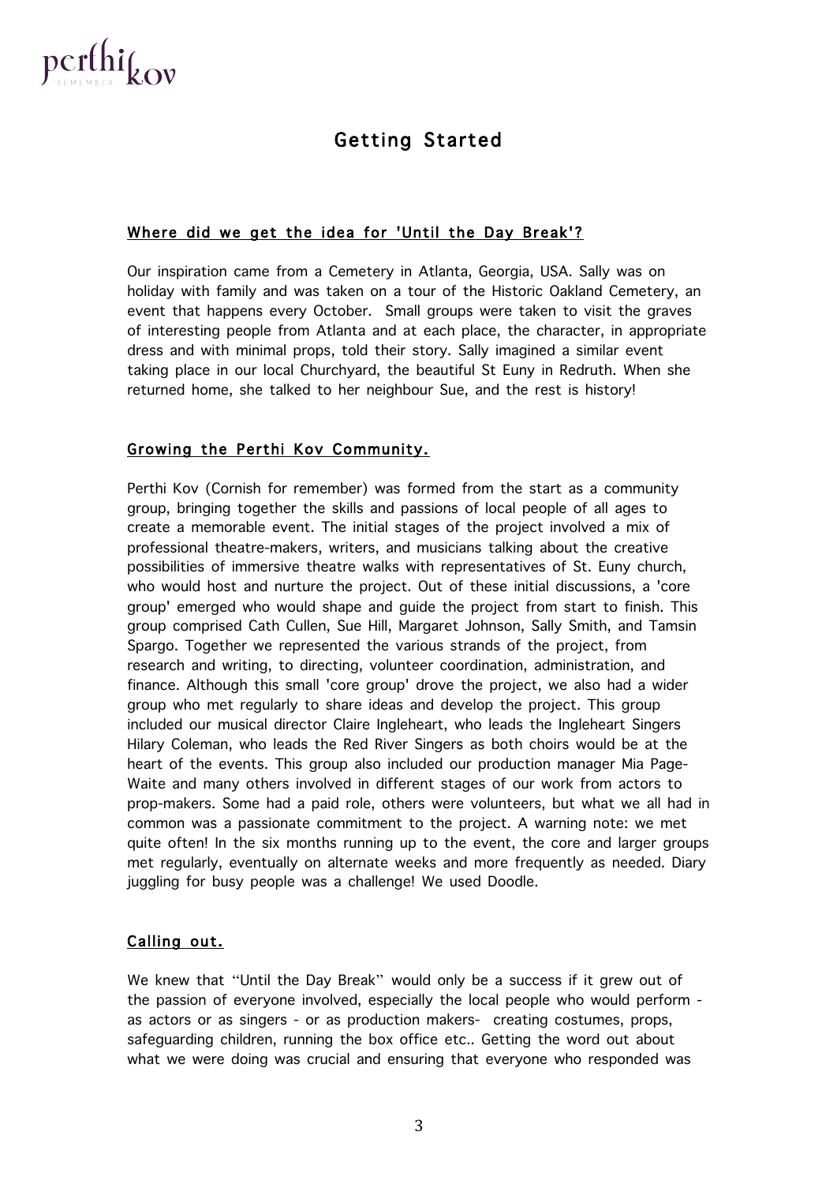# Getting Started

## Where did we get the idea for 'Until the Day Break'?

Our inspiration came from a Cemetery in Atlanta, Georgia, USA. Sally was on holiday with family and was taken on a tour of the Historic Oakland Cemetery, an event that happens every October. Small groups were taken to visit the graves of interesting people from Atlanta and at each place, the character, in appropriate dress and with minimal props, told their story. Sally imagined a similar event taking place in our local Churchyard, the beautiful St Euny in Redruth. When she returned home, she talked to her neighbour Sue, and the rest is history!

## Growing the Perthi Kov Community.

Perthi Kov (Cornish for remember) was formed from the start as a community group, bringing together the skills and passions of local people of all ages to create a memorable event. The initial stages of the project involved a mix of professional theatre-makers, writers, and musicians talking about the creative possibilities of immersive theatre walks with representatives of St. Euny church, who would host and nurture the project. Out of these initial discussions, a 'core group' emerged who would shape and guide the project from start to finish. This group comprised Cath Cullen, Sue Hill, Margaret Johnson, Sally Smith, and Tamsin Spargo. Together we represented the various strands of the project, from research and writing, to directing, volunteer coordination, administration, and finance. Although this small 'core group' drove the project, we also had a wider group who met regularly to share ideas and develop the project. This group included our musical director Claire Ingleheart, who leads the Ingleheart Singers Hilary Coleman, who leads the Red River Singers as both choirs would be at the heart of the events. This group also included our production manager Mia Page-Waite and many others involved in different stages of our work from actors to prop-makers. Some had a paid role, others were volunteers, but what we all had in common was a passionate commitment to the project. A warning note: we met quite often! In the six months running up to the event, the core and larger groups met regularly, eventually on alternate weeks and more frequently as needed. Diary juggling for busy people was a challenge! We used Doodle.

## Calling out.

We knew that "Until the Day Break" would only be a success if it grew out of the passion of everyone involved, especially the local people who would perform - as actors or as singers - or as production makers- creating costumes, props, safeguarding children, running the box office etc.. Getting the word out about what we were doing was crucial and ensuring that everyone who responded was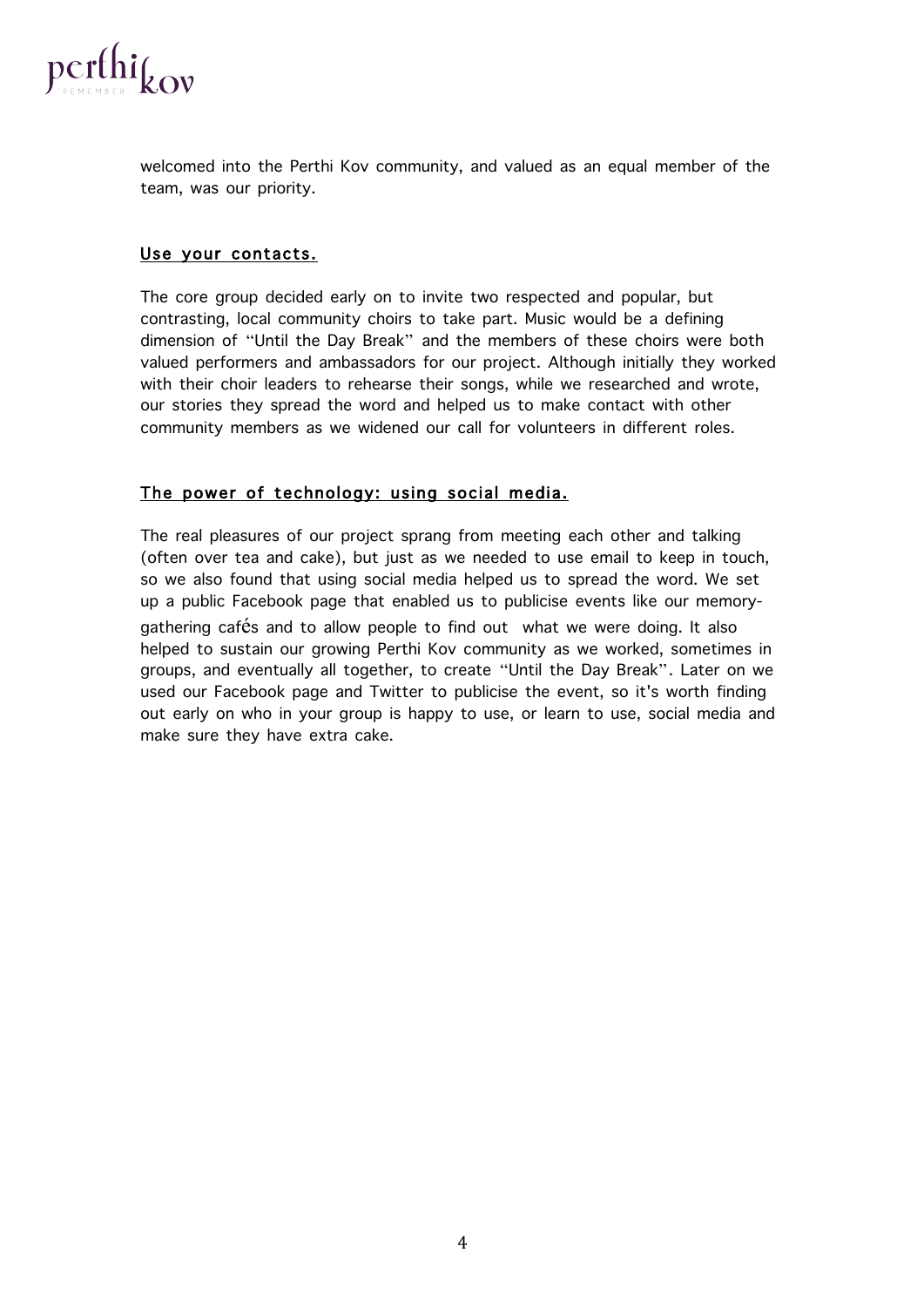welcomed into the Perthi Kov community, and valued as an equal member of the team, was our priority.

## Use your contacts.

The core group decided early on to invite two respected and popular, but contrasting, local community choirs to take part. Music would be a defining dimension of "Until the Day Break" and the members of these choirs were both valued performers and ambassadors for our project. Although initially they worked with their choir leaders to rehearse their songs, while we researched and wrote, our stories they spread the word and helped us to make contact with other community members as we widened our call for volunteers in different roles.

## The power of technology: using social media.

The real pleasures of our project sprang from meeting each other and talking (often over tea and cake), but just as we needed to use email to keep in touch, so we also found that using social media helped us to spread the word. We set up a public Facebook page that enabled us to publicise events like our memory-gathering cafés and to allow people to find out what we were doing. It also helped to sustain our growing Perthi Kov community as we worked, sometimes in groups, and eventually all together, to create "Until the Day Break". Later on we used our Facebook page and Twitter to publicise the event, so it's worth finding out early on who in your group is happy to use, or learn to use, social media and make sure they have extra cake.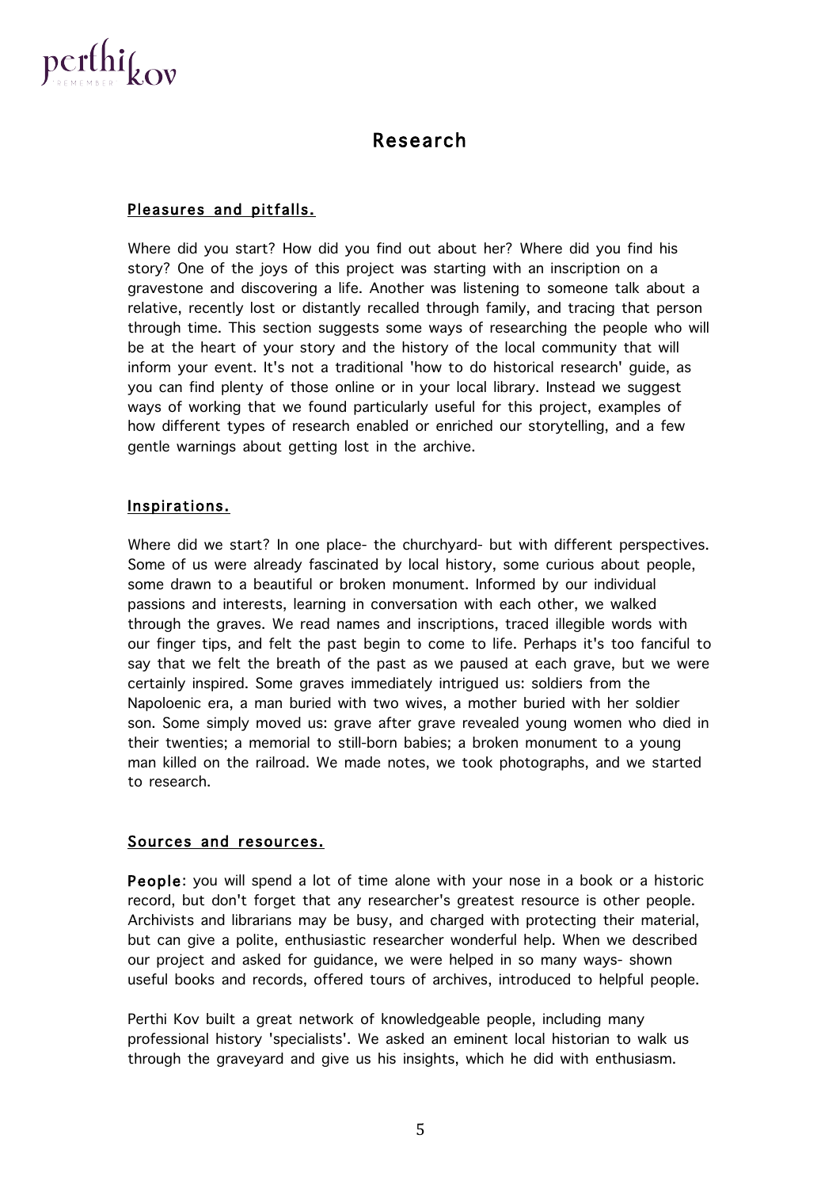# Research

## Pleasures and pitfalls.

Where did you start? How did you find out about her? Where did you find his story? One of the joys of this project was starting with an inscription on a gravestone and discovering a life. Another was listening to someone talk about a relative, recently lost or distantly recalled through family, and tracing that person through time. This section suggests some ways of researching the people who will be at the heart of your story and the history of the local community that will inform your event. It's not a traditional 'how to do historical research' guide, as you can find plenty of those online or in your local library. Instead we suggest ways of working that we found particularly useful for this project, examples of how different types of research enabled or enriched our storytelling, and a few gentle warnings about getting lost in the archive.

## Inspirations.

Where did we start? In one place- the churchyard- but with different perspectives. Some of us were already fascinated by local history, some curious about people, some drawn to a beautiful or broken monument. Informed by our individual passions and interests, learning in conversation with each other, we walked through the graves. We read names and inscriptions, traced illegible words with our finger tips, and felt the past begin to come to life. Perhaps it's too fanciful to say that we felt the breath of the past as we paused at each grave, but we were certainly inspired. Some graves immediately intrigued us: soldiers from the Napoloenic era, a man buried with two wives, a mother buried with her soldier son. Some simply moved us: grave after grave revealed young women who died in their twenties; a memorial to still-born babies; a broken monument to a young man killed on the railroad. We made notes, we took photographs, and we started to research.

## Sources and resources.

**People**: you will spend a lot of time alone with your nose in a book or a historic record, but don't forget that any researcher's greatest resource is other people. Archivists and librarians may be busy, and charged with protecting their material, but can give a polite, enthusiastic researcher wonderful help. When we described our project and asked for guidance, we were helped in so many ways- shown useful books and records, offered tours of archives, introduced to helpful people.

Perthi Kov built a great network of knowledgeable people, including many professional history 'specialists'. We asked an eminent local historian to walk us through the graveyard and give us his insights, which he did with enthusiasm.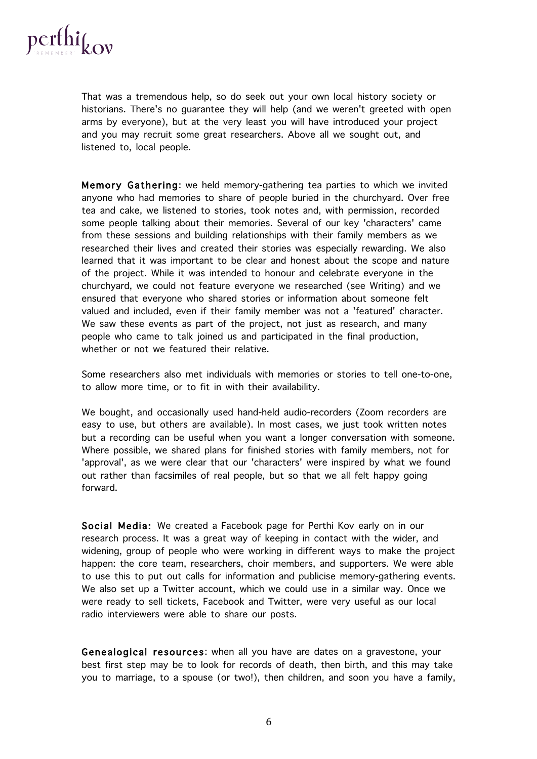That was a tremendous help, so do seek out your own local history society or historians. There's no guarantee they will help (and we weren't greeted with open arms by everyone), but at the very least you will have introduced your project and you may recruit some great researchers. Above all we sought out, and listened to, local people.

**Memory Gathering**: we held memory-gathering tea parties to which we invited anyone who had memories to share of people buried in the churchyard. Over free tea and cake, we listened to stories, took notes and, with permission, recorded some people talking about their memories. Several of our key 'characters' came from these sessions and building relationships with their family members as we researched their lives and created their stories was especially rewarding. We also learned that it was important to be clear and honest about the scope and nature of the project. While it was intended to honour and celebrate everyone in the churchyard, we could not feature everyone we researched (see Writing) and we ensured that everyone who shared stories or information about someone felt valued and included, even if their family member was not a 'featured' character. We saw these events as part of the project, not just as research, and many people who came to talk joined us and participated in the final production, whether or not we featured their relative.

Some researchers also met individuals with memories or stories to tell one-to-one, to allow more time, or to fit in with their availability.

We bought, and occasionally used hand-held audio-recorders (Zoom recorders are easy to use, but others are available). In most cases, we just took written notes but a recording can be useful when you want a longer conversation with someone. Where possible, we shared plans for finished stories with family members, not for 'approval', as we were clear that our 'characters' were inspired by what we found out rather than facsimiles of real people, but so that we all felt happy going forward.

**Social Media:** We created a Facebook page for Perthi Kov early on in our research process. It was a great way of keeping in contact with the wider, and widening, group of people who were working in different ways to make the project happen: the core team, researchers, choir members, and supporters. We were able to use this to put out calls for information and publicise memory-gathering events. We also set up a Twitter account, which we could use in a similar way. Once we were ready to sell tickets, Facebook and Twitter, were very useful as our local radio interviewers were able to share our posts.

**Genealogical resources**: when all you have are dates on a gravestone, your best first step may be to look for records of death, then birth, and this may take you to marriage, to a spouse (or two!), then children, and soon you have a family,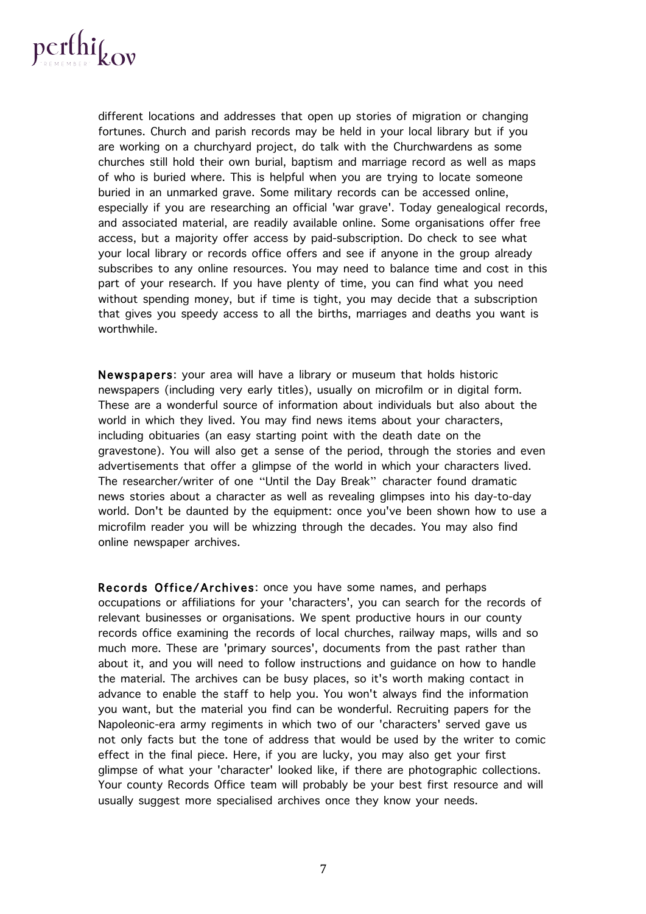different locations and addresses that open up stories of migration or changing fortunes. Church and parish records may be held in your local library but if you are working on a churchyard project, do talk with the Churchwardens as some churches still hold their own burial, baptism and marriage record as well as maps of who is buried where. This is helpful when you are trying to locate someone buried in an unmarked grave. Some military records can be accessed online, especially if you are researching an official 'war grave'. Today genealogical records, and associated material, are readily available online. Some organisations offer free access, but a majority offer access by paid-subscription. Do check to see what your local library or records office offers and see if anyone in the group already subscribes to any online resources. You may need to balance time and cost in this part of your research. If you have plenty of time, you can find what you need without spending money, but if time is tight, you may decide that a subscription that gives you speedy access to all the births, marriages and deaths you want is worthwhile.

**Newspapers**: your area will have a library or museum that holds historic newspapers (including very early titles), usually on microfilm or in digital form. These are a wonderful source of information about individuals but also about the world in which they lived. You may find news items about your characters, including obituaries (an easy starting point with the death date on the gravestone). You will also get a sense of the period, through the stories and even advertisements that offer a glimpse of the world in which your characters lived. The researcher/writer of one "Until the Day Break" character found dramatic news stories about a character as well as revealing glimpses into his day-to-day world. Don't be daunted by the equipment: once you've been shown how to use a microfilm reader you will be whizzing through the decades. You may also find online newspaper archives.

**Records Office/Archives**: once you have some names, and perhaps occupations or affiliations for your 'characters', you can search for the records of relevant businesses or organisations. We spent productive hours in our county records office examining the records of local churches, railway maps, wills and so much more. These are 'primary sources', documents from the past rather than about it, and you will need to follow instructions and guidance on how to handle the material. The archives can be busy places, so it's worth making contact in advance to enable the staff to help you. You won't always find the information you want, but the material you find can be wonderful. Recruiting papers for the Napoleonic-era army regiments in which two of our 'characters' served gave us not only facts but the tone of address that would be used by the writer to comic effect in the final piece. Here, if you are lucky, you may also get your first glimpse of what your 'character' looked like, if there are photographic collections. Your county Records Office team will probably be your best first resource and will usually suggest more specialised archives once they know your needs.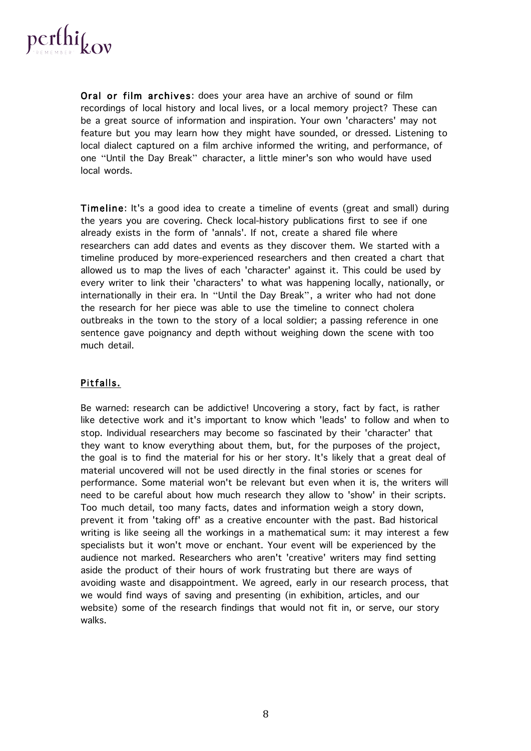**Oral or film archives**: does your area have an archive of sound or film recordings of local history and local lives, or a local memory project? These can be a great source of information and inspiration. Your own 'characters' may not feature but you may learn how they might have sounded, or dressed. Listening to local dialect captured on a film archive informed the writing, and performance, of one "Until the Day Break" character, a little miner's son who would have used local words.

**Timeline**: It's a good idea to create a timeline of events (great and small) during the years you are covering. Check local-history publications first to see if one already exists in the form of 'annals'. If not, create a shared file where researchers can add dates and events as they discover them. We started with a timeline produced by more-experienced researchers and then created a chart that allowed us to map the lives of each 'character' against it. This could be used by every writer to link their 'characters' to what was happening locally, nationally, or internationally in their era. In "Until the Day Break", a writer who had not done the research for her piece was able to use the timeline to connect cholera outbreaks in the town to the story of a local soldier; a passing reference in one sentence gave poignancy and depth without weighing down the scene with too much detail.

## Pitfalls.

Be warned: research can be addictive! Uncovering a story, fact by fact, is rather like detective work and it's important to know which 'leads' to follow and when to stop. Individual researchers may become so fascinated by their 'character' that they want to know everything about them, but, for the purposes of the project, the goal is to find the material for his or her story. It's likely that a great deal of material uncovered will not be used directly in the final stories or scenes for performance. Some material won't be relevant but even when it is, the writers will need to be careful about how much research they allow to 'show' in their scripts. Too much detail, too many facts, dates and information weigh a story down, prevent it from 'taking off' as a creative encounter with the past. Bad historical writing is like seeing all the workings in a mathematical sum: it may interest a few specialists but it won't move or enchant. Your event will be experienced by the audience not marked. Researchers who aren't 'creative' writers may find setting aside the product of their hours of work frustrating but there are ways of avoiding waste and disappointment. We agreed, early in our research process, that we would find ways of saving and presenting (in exhibition, articles, and our website) some of the research findings that would not fit in, or serve, our story walks.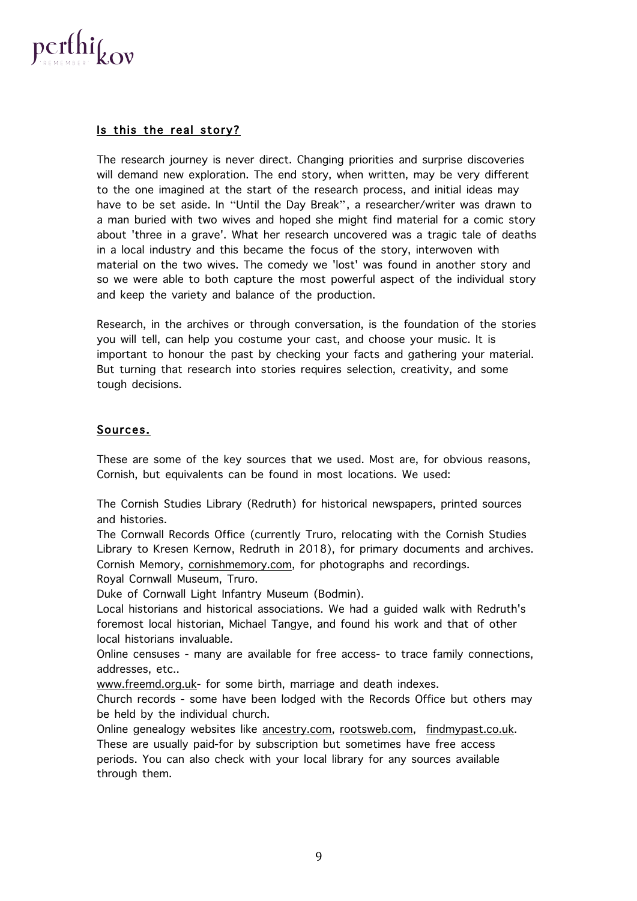## Is this the real story?

The research journey is never direct. Changing priorities and surprise discoveries will demand new exploration. The end story, when written, may be very different to the one imagined at the start of the research process, and initial ideas may have to be set aside. In "Until the Day Break", a researcher/writer was drawn to a man buried with two wives and hoped she might find material for a comic story about 'three in a grave'. What her research uncovered was a tragic tale of deaths in a local industry and this became the focus of the story, interwoven with material on the two wives. The comedy we 'lost' was found in another story and so we were able to both capture the most powerful aspect of the individual story and keep the variety and balance of the production.

Research, in the archives or through conversation, is the foundation of the stories you will tell, can help you costume your cast, and choose your music. It is important to honour the past by checking your facts and gathering your material. But turning that research into stories requires selection, creativity, and some tough decisions.

## Sources.

These are some of the key sources that we used. Most are, for obvious reasons, Cornish, but equivalents can be found in most locations. We used:

The Cornish Studies Library (Redruth) for historical newspapers, printed sources and histories.

The Cornwall Records Office (currently Truro, relocating with the Cornish Studies Library to Kresen Kernow, Redruth in 2018), for primary documents and archives.

Cornish Memory, cornishmemory.com, for photographs and recordings.

Royal Cornwall Museum, Truro.

Duke of Cornwall Light Infantry Museum (Bodmin).

Local historians and historical associations. We had a guided walk with Redruth's foremost local historian, Michael Tangye, and found his work and that of other local historians invaluable.

Online censuses - many are available for free access- to trace family connections, addresses, etc..

www.freemd.org.uk- for some birth, marriage and death indexes.

Church records - some have been lodged with the Records Office but others may be held by the individual church.

Online genealogy websites like ancestry.com, rootsweb.com, findmypast.co.uk. These are usually paid-for by subscription but sometimes have free access periods. You can also check with your local library for any sources available through them.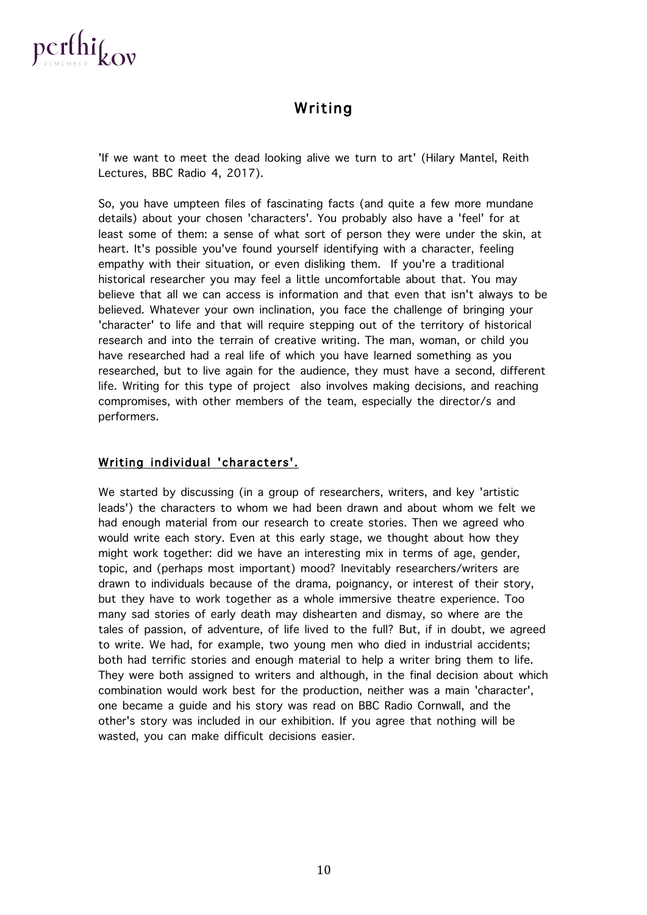# Writing

'If we want to meet the dead looking alive we turn to art' (Hilary Mantel, Reith Lectures, BBC Radio 4, 2017).

So, you have umpteen files of fascinating facts (and quite a few more mundane details) about your chosen 'characters'. You probably also have a 'feel' for at least some of them: a sense of what sort of person they were under the skin, at heart. It's possible you've found yourself identifying with a character, feeling empathy with their situation, or even disliking them. If you're a traditional historical researcher you may feel a little uncomfortable about that. You may believe that all we can access is information and that even that isn't always to be believed. Whatever your own inclination, you face the challenge of bringing your 'character' to life and that will require stepping out of the territory of historical research and into the terrain of creative writing. The man, woman, or child you have researched had a real life of which you have learned something as you researched, but to live again for the audience, they must have a second, different life. Writing for this type of project also involves making decisions, and reaching compromises, with other members of the team, especially the director/s and performers.

## Writing individual 'characters'.

We started by discussing (in a group of researchers, writers, and key 'artistic leads') the characters to whom we had been drawn and about whom we felt we had enough material from our research to create stories. Then we agreed who would write each story. Even at this early stage, we thought about how they might work together: did we have an interesting mix in terms of age, gender, topic, and (perhaps most important) mood? Inevitably researchers/writers are drawn to individuals because of the drama, poignancy, or interest of their story, but they have to work together as a whole immersive theatre experience. Too many sad stories of early death may dishearten and dismay, so where are the tales of passion, of adventure, of life lived to the full? But, if in doubt, we agreed to write. We had, for example, two young men who died in industrial accidents; both had terrific stories and enough material to help a writer bring them to life. They were both assigned to writers and although, in the final decision about which combination would work best for the production, neither was a main 'character', one became a guide and his story was read on BBC Radio Cornwall, and the other's story was included in our exhibition. If you agree that nothing will be wasted, you can make difficult decisions easier.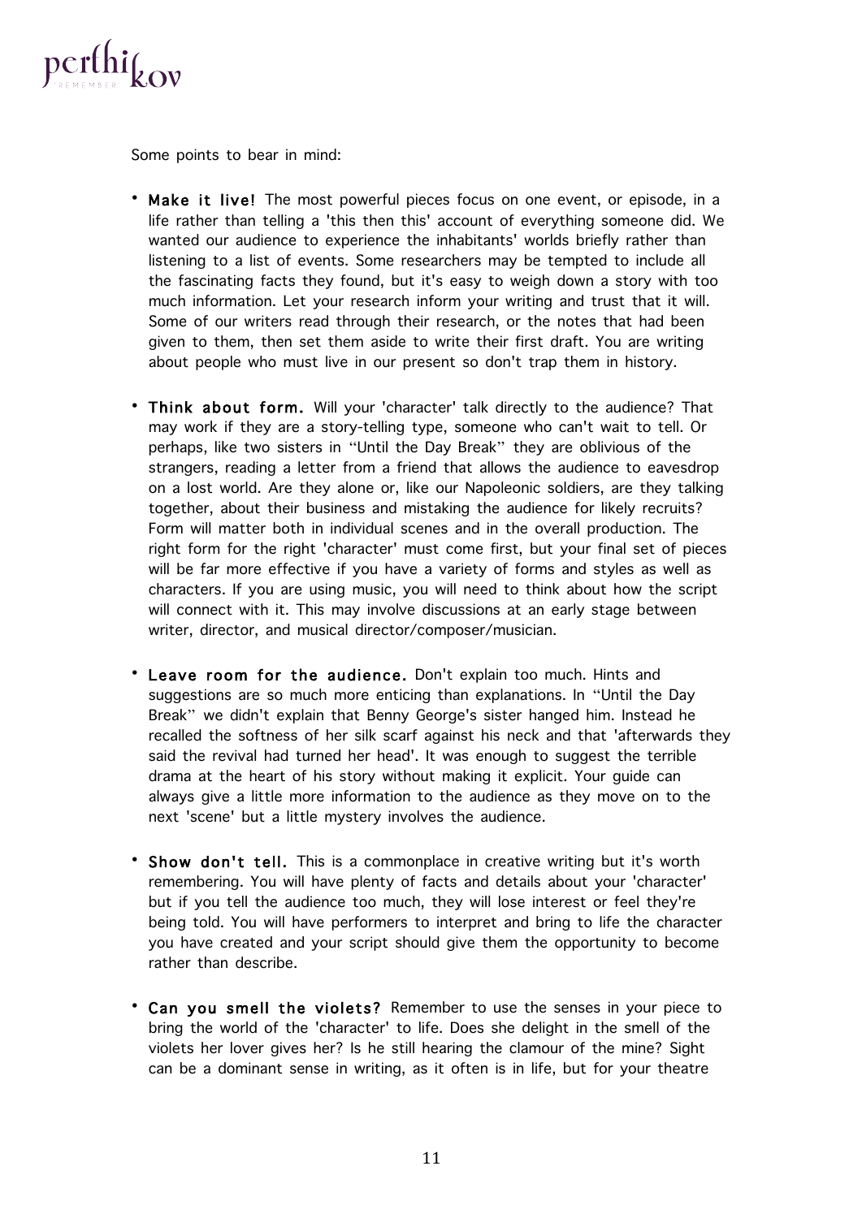Some points to bear in mind:

- **Make it live!** The most powerful pieces focus on one event, or episode, in a life rather than telling a 'this then this' account of everything someone did. We wanted our audience to experience the inhabitants' worlds briefly rather than listening to a list of events. Some researchers may be tempted to include all the fascinating facts they found, but it's easy to weigh down a story with too much information. Let your research inform your writing and trust that it will. Some of our writers read through their research, or the notes that had been given to them, then set them aside to write their first draft. You are writing about people who must live in our present so don't trap them in history.

- **Think about form.** Will your 'character' talk directly to the audience? That may work if they are a story-telling type, someone who can't wait to tell. Or perhaps, like two sisters in "Until the Day Break" they are oblivious of the strangers, reading a letter from a friend that allows the audience to eavesdrop on a lost world. Are they alone or, like our Napoleonic soldiers, are they talking together, about their business and mistaking the audience for likely recruits? Form will matter both in individual scenes and in the overall production. The right form for the right 'character' must come first, but your final set of pieces will be far more effective if you have a variety of forms and styles as well as characters. If you are using music, you will need to think about how the script will connect with it. This may involve discussions at an early stage between writer, director, and musical director/composer/musician.

- **Leave room for the audience.** Don't explain too much. Hints and suggestions are so much more enticing than explanations. In "Until the Day Break" we didn't explain that Benny George's sister hanged him. Instead he recalled the softness of her silk scarf against his neck and that 'afterwards they said the revival had turned her head'. It was enough to suggest the terrible drama at the heart of his story without making it explicit. Your guide can always give a little more information to the audience as they move on to the next 'scene' but a little mystery involves the audience.

- **Show don't tell.** This is a commonplace in creative writing but it's worth remembering. You will have plenty of facts and details about your 'character' but if you tell the audience too much, they will lose interest or feel they're being told. You will have performers to interpret and bring to life the character you have created and your script should give them the opportunity to become rather than describe.

- **Can you smell the violets?** Remember to use the senses in your piece to bring the world of the 'character' to life. Does she delight in the smell of the violets her lover gives her? Is he still hearing the clamour of the mine? Sight can be a dominant sense in writing, as it often is in life, but for your theatre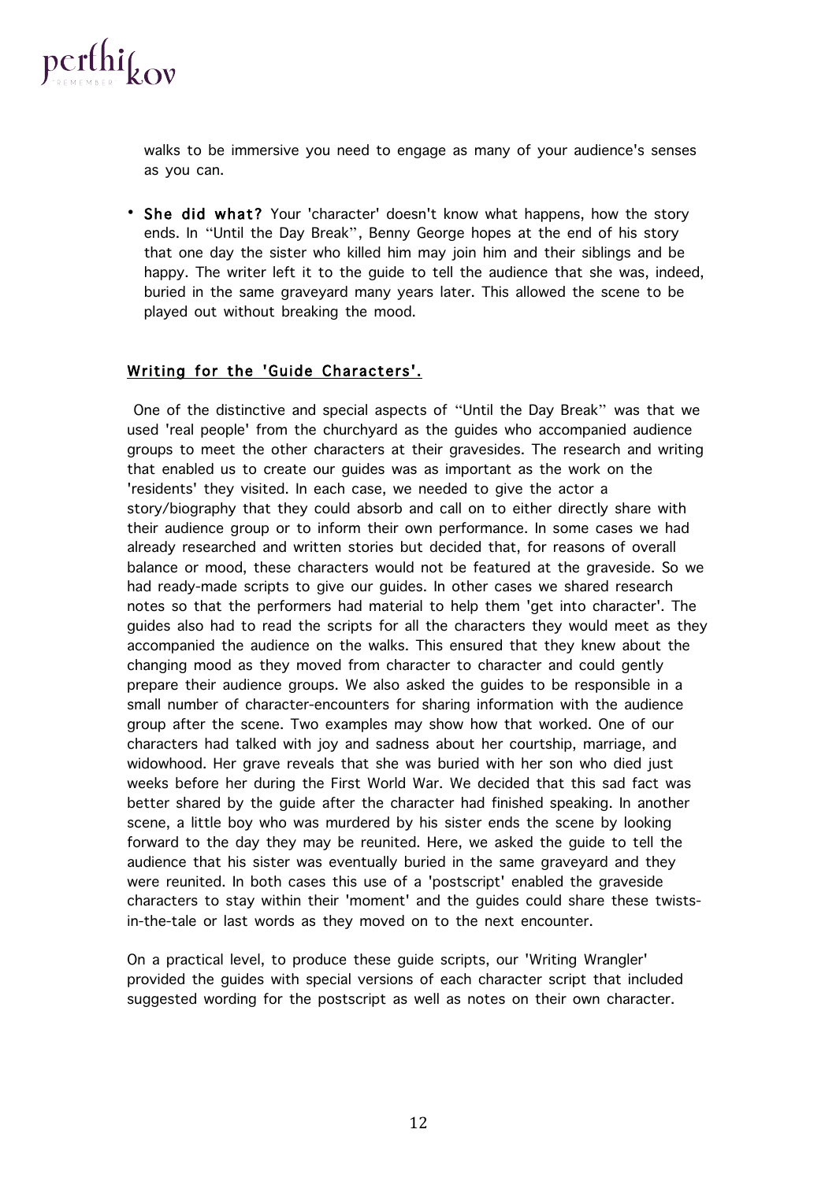walks to be immersive you need to engage as many of your audience's senses as you can.

- **She did what?** Your 'character' doesn't know what happens, how the story ends. In "Until the Day Break", Benny George hopes at the end of his story that one day the sister who killed him may join him and their siblings and be happy. The writer left it to the guide to tell the audience that she was, indeed, buried in the same graveyard many years later. This allowed the scene to be played out without breaking the mood.

## Writing for the 'Guide Characters'.

One of the distinctive and special aspects of "Until the Day Break" was that we used 'real people' from the churchyard as the guides who accompanied audience groups to meet the other characters at their gravesides. The research and writing that enabled us to create our guides was as important as the work on the 'residents' they visited. In each case, we needed to give the actor a story/biography that they could absorb and call on to either directly share with their audience group or to inform their own performance. In some cases we had already researched and written stories but decided that, for reasons of overall balance or mood, these characters would not be featured at the graveside. So we had ready-made scripts to give our guides. In other cases we shared research notes so that the performers had material to help them 'get into character'. The guides also had to read the scripts for all the characters they would meet as they accompanied the audience on the walks. This ensured that they knew about the changing mood as they moved from character to character and could gently prepare their audience groups. We also asked the guides to be responsible in a small number of character-encounters for sharing information with the audience group after the scene. Two examples may show how that worked. One of our characters had talked with joy and sadness about her courtship, marriage, and widowhood. Her grave reveals that she was buried with her son who died just weeks before her during the First World War. We decided that this sad fact was better shared by the guide after the character had finished speaking. In another scene, a little boy who was murdered by his sister ends the scene by looking forward to the day they may be reunited. Here, we asked the guide to tell the audience that his sister was eventually buried in the same graveyard and they were reunited. In both cases this use of a 'postscript' enabled the graveside characters to stay within their 'moment' and the guides could share these twists-in-the-tale or last words as they moved on to the next encounter.

On a practical level, to produce these guide scripts, our 'Writing Wrangler' provided the guides with special versions of each character script that included suggested wording for the postscript as well as notes on their own character.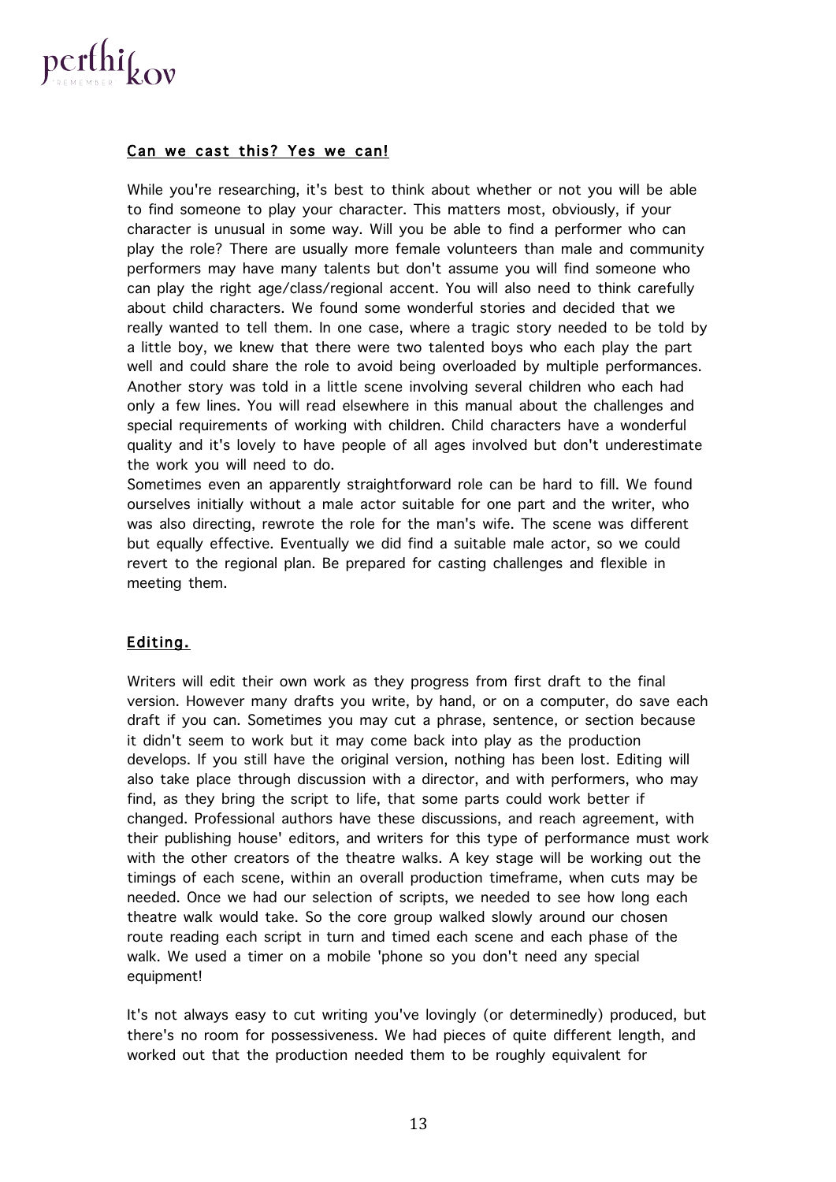## Can we cast this? Yes we can!

While you're researching, it's best to think about whether or not you will be able to find someone to play your character. This matters most, obviously, if your character is unusual in some way. Will you be able to find a performer who can play the role? There are usually more female volunteers than male and community performers may have many talents but don't assume you will find someone who can play the right age/class/regional accent. You will also need to think carefully about child characters. We found some wonderful stories and decided that we really wanted to tell them. In one case, where a tragic story needed to be told by a little boy, we knew that there were two talented boys who each play the part well and could share the role to avoid being overloaded by multiple performances. Another story was told in a little scene involving several children who each had only a few lines. You will read elsewhere in this manual about the challenges and special requirements of working with children. Child characters have a wonderful quality and it's lovely to have people of all ages involved but don't underestimate the work you will need to do.

Sometimes even an apparently straightforward role can be hard to fill. We found ourselves initially without a male actor suitable for one part and the writer, who was also directing, rewrote the role for the man's wife. The scene was different but equally effective. Eventually we did find a suitable male actor, so we could revert to the regional plan. Be prepared for casting challenges and flexible in meeting them.

## Editing.

Writers will edit their own work as they progress from first draft to the final version. However many drafts you write, by hand, or on a computer, do save each draft if you can. Sometimes you may cut a phrase, sentence, or section because it didn't seem to work but it may come back into play as the production develops. If you still have the original version, nothing has been lost. Editing will also take place through discussion with a director, and with performers, who may find, as they bring the script to life, that some parts could work better if changed. Professional authors have these discussions, and reach agreement, with their publishing house' editors, and writers for this type of performance must work with the other creators of the theatre walks. A key stage will be working out the timings of each scene, within an overall production timeframe, when cuts may be needed. Once we had our selection of scripts, we needed to see how long each theatre walk would take. So the core group walked slowly around our chosen route reading each script in turn and timed each scene and each phase of the walk. We used a timer on a mobile 'phone so you don't need any special equipment!

It's not always easy to cut writing you've lovingly (or determinedly) produced, but there's no room for possessiveness. We had pieces of quite different length, and worked out that the production needed them to be roughly equivalent for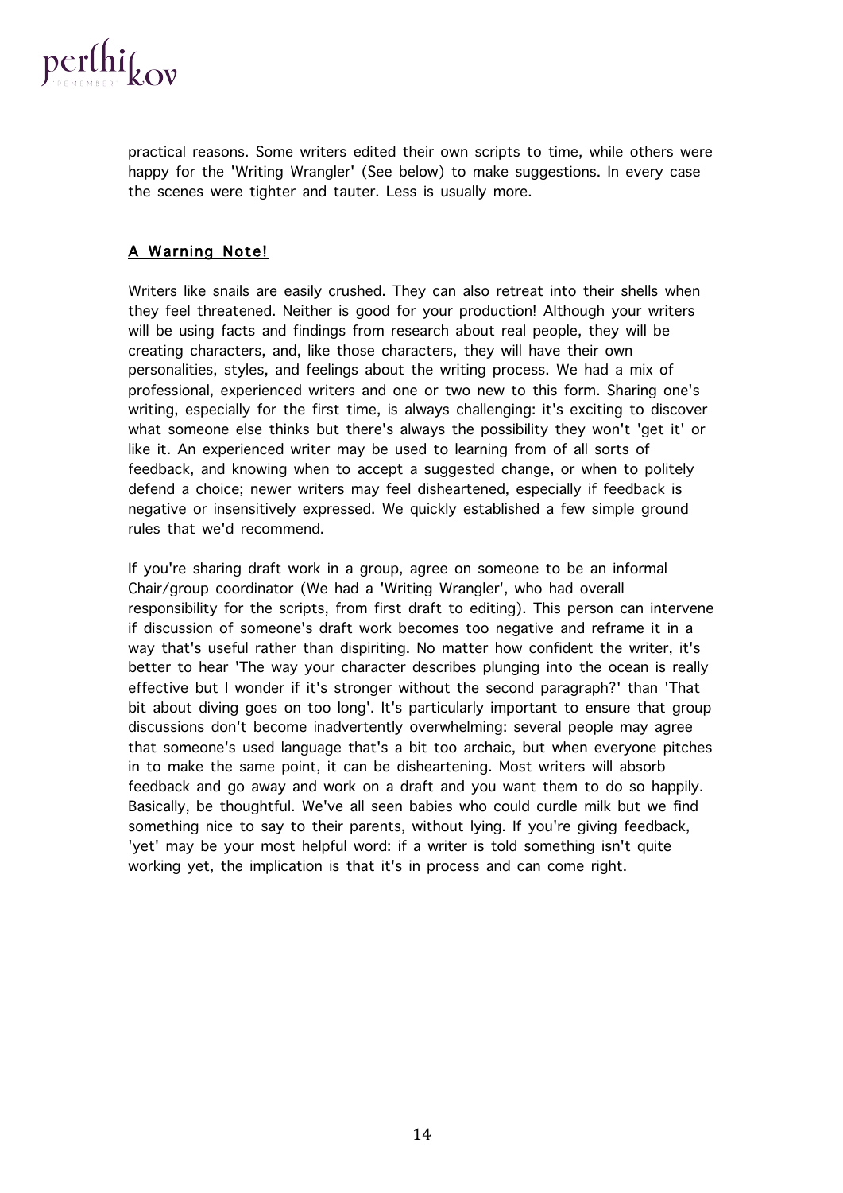practical reasons. Some writers edited their own scripts to time, while others were happy for the 'Writing Wrangler' (See below) to make suggestions. In every case the scenes were tighter and tauter. Less is usually more.

## A Warning Note!

Writers like snails are easily crushed. They can also retreat into their shells when they feel threatened. Neither is good for your production! Although your writers will be using facts and findings from research about real people, they will be creating characters, and, like those characters, they will have their own personalities, styles, and feelings about the writing process. We had a mix of professional, experienced writers and one or two new to this form. Sharing one's writing, especially for the first time, is always challenging: it's exciting to discover what someone else thinks but there's always the possibility they won't 'get it' or like it. An experienced writer may be used to learning from of all sorts of feedback, and knowing when to accept a suggested change, or when to politely defend a choice; newer writers may feel disheartened, especially if feedback is negative or insensitively expressed. We quickly established a few simple ground rules that we'd recommend.

If you're sharing draft work in a group, agree on someone to be an informal Chair/group coordinator (We had a 'Writing Wrangler', who had overall responsibility for the scripts, from first draft to editing). This person can intervene if discussion of someone's draft work becomes too negative and reframe it in a way that's useful rather than dispiriting. No matter how confident the writer, it's better to hear 'The way your character describes plunging into the ocean is really effective but I wonder if it's stronger without the second paragraph?' than 'That bit about diving goes on too long'. It's particularly important to ensure that group discussions don't become inadvertently overwhelming: several people may agree that someone's used language that's a bit too archaic, but when everyone pitches in to make the same point, it can be disheartening. Most writers will absorb feedback and go away and work on a draft and you want them to do so happily. Basically, be thoughtful. We've all seen babies who could curdle milk but we find something nice to say to their parents, without lying. If you're giving feedback, 'yet' may be your most helpful word: if a writer is told something isn't quite working yet, the implication is that it's in process and can come right.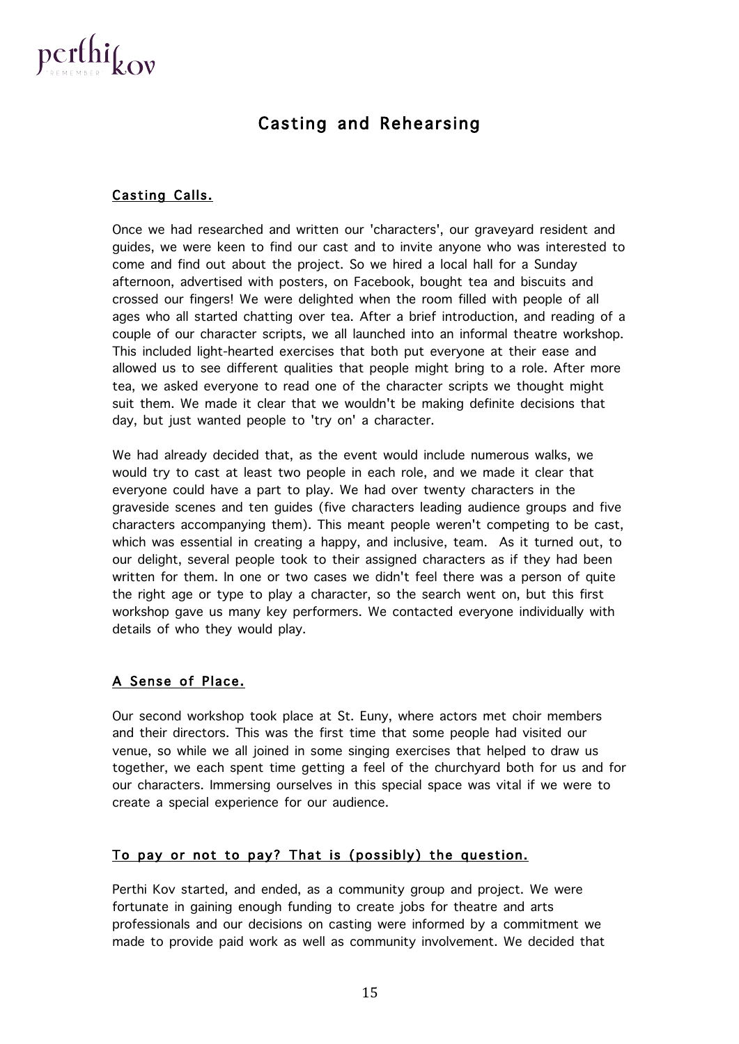# Casting and Rehearsing

## Casting Calls.

Once we had researched and written our 'characters', our graveyard resident and guides, we were keen to find our cast and to invite anyone who was interested to come and find out about the project. So we hired a local hall for a Sunday afternoon, advertised with posters, on Facebook, bought tea and biscuits and crossed our fingers! We were delighted when the room filled with people of all ages who all started chatting over tea. After a brief introduction, and reading of a couple of our character scripts, we all launched into an informal theatre workshop. This included light-hearted exercises that both put everyone at their ease and allowed us to see different qualities that people might bring to a role. After more tea, we asked everyone to read one of the character scripts we thought might suit them. We made it clear that we wouldn't be making definite decisions that day, but just wanted people to 'try on' a character.

We had already decided that, as the event would include numerous walks, we would try to cast at least two people in each role, and we made it clear that everyone could have a part to play. We had over twenty characters in the graveside scenes and ten guides (five characters leading audience groups and five characters accompanying them). This meant people weren't competing to be cast, which was essential in creating a happy, and inclusive, team. As it turned out, to our delight, several people took to their assigned characters as if they had been written for them. In one or two cases we didn't feel there was a person of quite the right age or type to play a character, so the search went on, but this first workshop gave us many key performers. We contacted everyone individually with details of who they would play.

## A Sense of Place.

Our second workshop took place at St. Euny, where actors met choir members and their directors. This was the first time that some people had visited our venue, so while we all joined in some singing exercises that helped to draw us together, we each spent time getting a feel of the churchyard both for us and for our characters. Immersing ourselves in this special space was vital if we were to create a special experience for our audience.

## To pay or not to pay? That is (possibly) the question.

Perthi Kov started, and ended, as a community group and project. We were fortunate in gaining enough funding to create jobs for theatre and arts professionals and our decisions on casting were informed by a commitment we made to provide paid work as well as community involvement. We decided that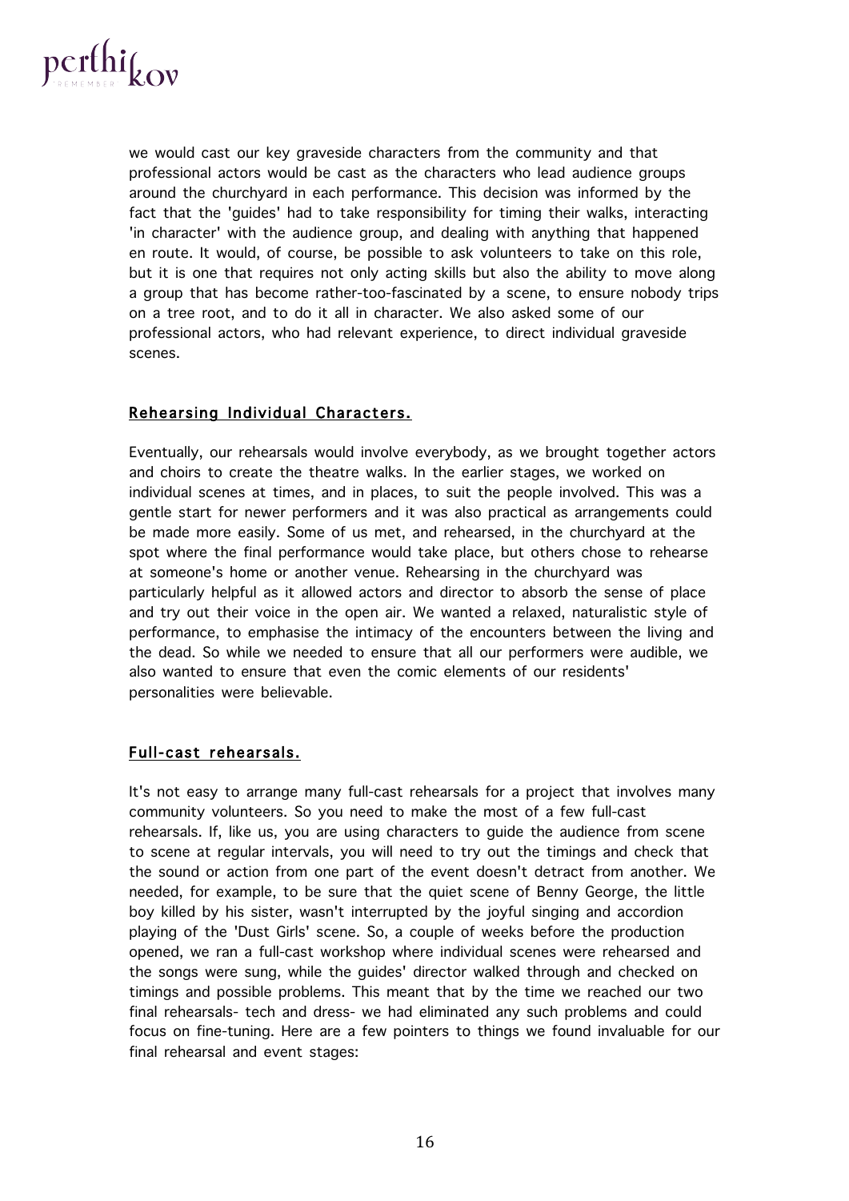we would cast our key graveside characters from the community and that professional actors would be cast as the characters who lead audience groups around the churchyard in each performance. This decision was informed by the fact that the 'guides' had to take responsibility for timing their walks, interacting 'in character' with the audience group, and dealing with anything that happened en route. It would, of course, be possible to ask volunteers to take on this role, but it is one that requires not only acting skills but also the ability to move along a group that has become rather-too-fascinated by a scene, to ensure nobody trips on a tree root, and to do it all in character. We also asked some of our professional actors, who had relevant experience, to direct individual graveside scenes.

## Rehearsing Individual Characters.

Eventually, our rehearsals would involve everybody, as we brought together actors and choirs to create the theatre walks. In the earlier stages, we worked on individual scenes at times, and in places, to suit the people involved. This was a gentle start for newer performers and it was also practical as arrangements could be made more easily. Some of us met, and rehearsed, in the churchyard at the spot where the final performance would take place, but others chose to rehearse at someone's home or another venue. Rehearsing in the churchyard was particularly helpful as it allowed actors and director to absorb the sense of place and try out their voice in the open air. We wanted a relaxed, naturalistic style of performance, to emphasise the intimacy of the encounters between the living and the dead. So while we needed to ensure that all our performers were audible, we also wanted to ensure that even the comic elements of our residents' personalities were believable.

## Full-cast rehearsals.

It's not easy to arrange many full-cast rehearsals for a project that involves many community volunteers. So you need to make the most of a few full-cast rehearsals. If, like us, you are using characters to guide the audience from scene to scene at regular intervals, you will need to try out the timings and check that the sound or action from one part of the event doesn't detract from another. We needed, for example, to be sure that the quiet scene of Benny George, the little boy killed by his sister, wasn't interrupted by the joyful singing and accordion playing of the 'Dust Girls' scene. So, a couple of weeks before the production opened, we ran a full-cast workshop where individual scenes were rehearsed and the songs were sung, while the guides' director walked through and checked on timings and possible problems. This meant that by the time we reached our two final rehearsals- tech and dress- we had eliminated any such problems and could focus on fine-tuning. Here are a few pointers to things we found invaluable for our final rehearsal and event stages: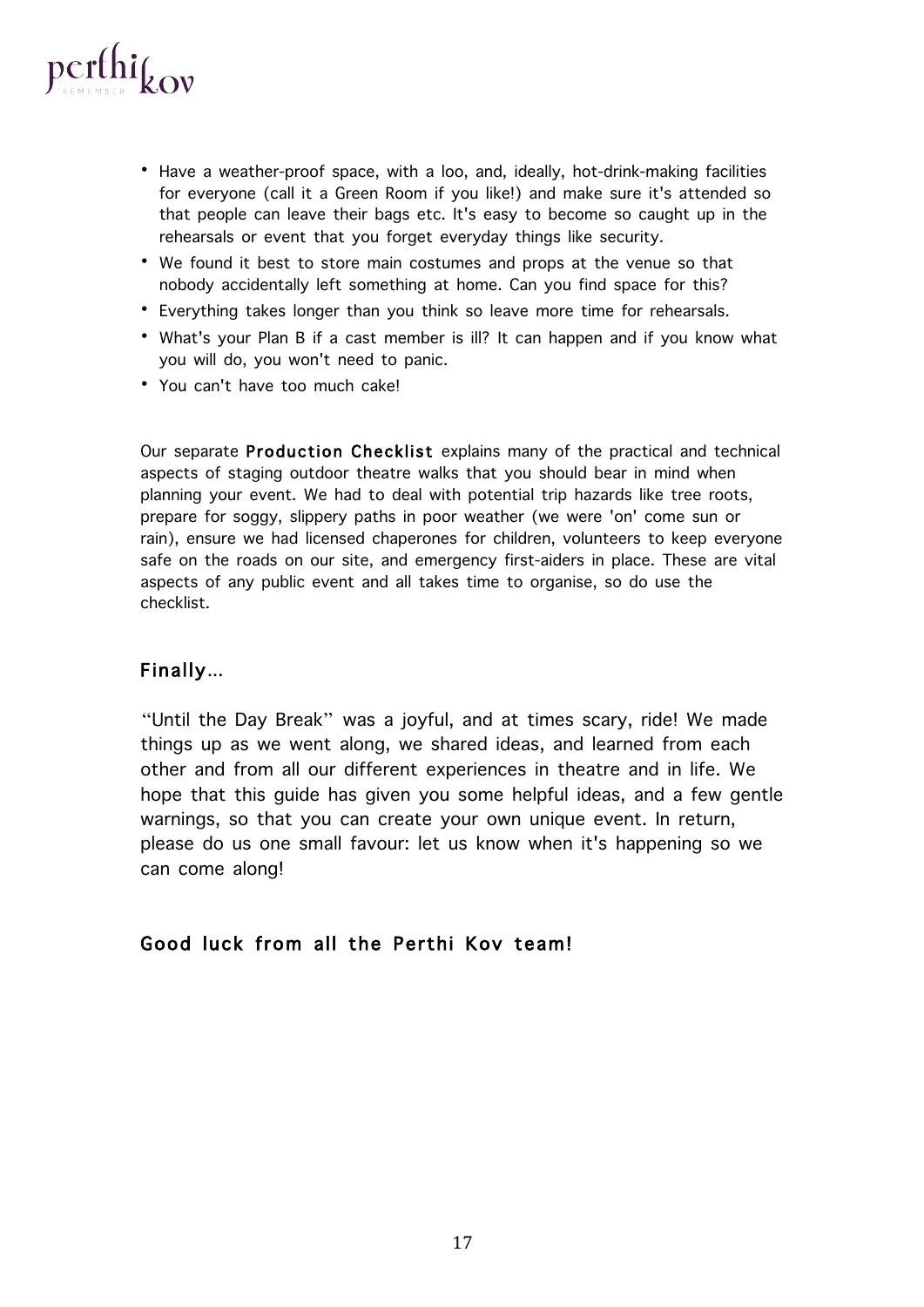- Have a weather-proof space, with a loo, and, ideally, hot-drink-making facilities for everyone (call it a Green Room if you like!) and make sure it's attended so that people can leave their bags etc. It's easy to become so caught up in the rehearsals or event that you forget everyday things like security.
- We found it best to store main costumes and props at the venue so that nobody accidentally left something at home. Can you find space for this?
- Everything takes longer than you think so leave more time for rehearsals.
- What's your Plan B if a cast member is ill? It can happen and if you know what you will do, you won't need to panic.
- You can't have too much cake!

Our separate **Production Checklist** explains many of the practical and technical aspects of staging outdoor theatre walks that you should bear in mind when planning your event. We had to deal with potential trip hazards like tree roots, prepare for soggy, slippery paths in poor weather (we were 'on' come sun or rain), ensure we had licensed chaperones for children, volunteers to keep everyone safe on the roads on our site, and emergency first-aiders in place. These are vital aspects of any public event and all takes time to organise, so do use the checklist.

## Finally...

"Until the Day Break" was a joyful, and at times scary, ride! We made things up as we went along, we shared ideas, and learned from each other and from all our different experiences in theatre and in life. We hope that this guide has given you some helpful ideas, and a few gentle warnings, so that you can create your own unique event. In return, please do us one small favour: let us know when it's happening so we can come along!

## Good luck from all the Perthi Kov team!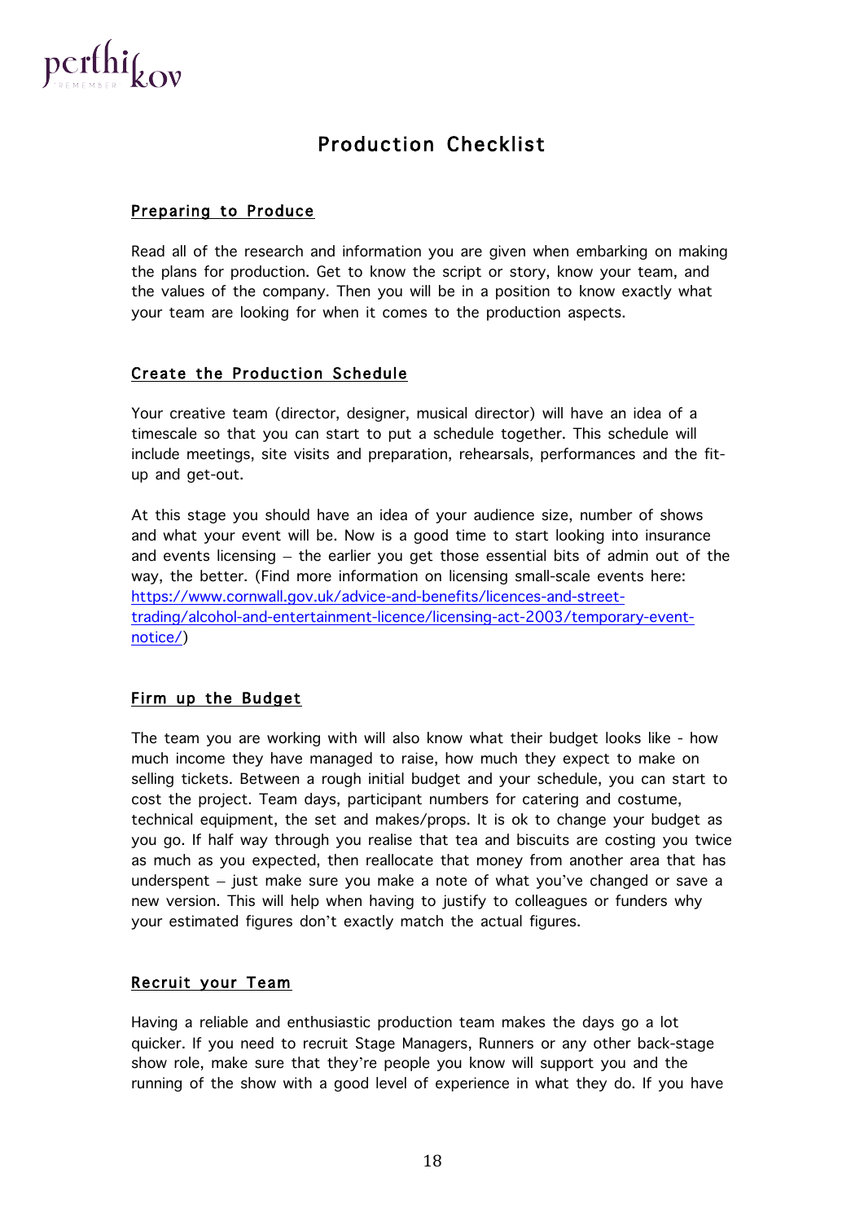# Production Checklist

## Preparing to Produce

Read all of the research and information you are given when embarking on making the plans for production. Get to know the script or story, know your team, and the values of the company. Then you will be in a position to know exactly what your team are looking for when it comes to the production aspects.

## Create the Production Schedule

Your creative team (director, designer, musical director) will have an idea of a timescale so that you can start to put a schedule together. This schedule will include meetings, site visits and preparation, rehearsals, performances and the fit-up and get-out.

At this stage you should have an idea of your audience size, number of shows and what your event will be. Now is a good time to start looking into insurance and events licensing – the earlier you get those essential bits of admin out of the way, the better. (Find more information on licensing small-scale events here: [https://www.cornwall.gov.uk/advice-and-benefits/licences-and-street-trading/alcohol-and-entertainment-licence/licensing-act-2003/temporary-event-notice/](https://www.cornwall.gov.uk/advice-and-benefits/licences-and-street-trading/alcohol-and-entertainment-licence/licensing-act-2003/temporary-event-notice/))

## Firm up the Budget

The team you are working with will also know what their budget looks like - how much income they have managed to raise, how much they expect to make on selling tickets. Between a rough initial budget and your schedule, you can start to cost the project. Team days, participant numbers for catering and costume, technical equipment, the set and makes/props. It is ok to change your budget as you go. If half way through you realise that tea and biscuits are costing you twice as much as you expected, then reallocate that money from another area that has underspent – just make sure you make a note of what you've changed or save a new version. This will help when having to justify to colleagues or funders why your estimated figures don't exactly match the actual figures.

## Recruit your Team

Having a reliable and enthusiastic production team makes the days go a lot quicker. If you need to recruit Stage Managers, Runners or any other back-stage show role, make sure that they're people you know will support you and the running of the show with a good level of experience in what they do. If you have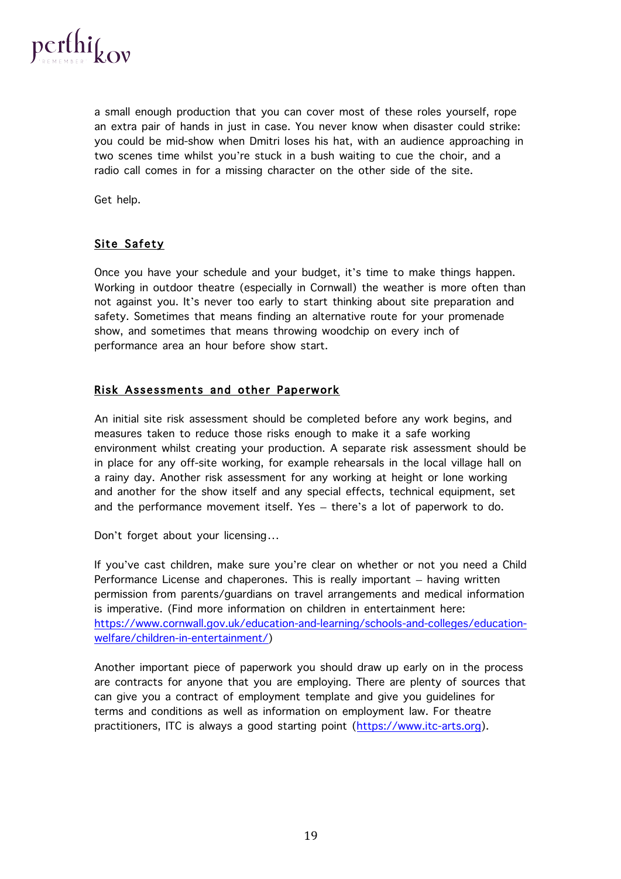a small enough production that you can cover most of these roles yourself, rope an extra pair of hands in just in case. You never know when disaster could strike: you could be mid-show when Dmitri loses his hat, with an audience approaching in two scenes time whilst you're stuck in a bush waiting to cue the choir, and a radio call comes in for a missing character on the other side of the site.

Get help.

## Site Safety

Once you have your schedule and your budget, it's time to make things happen. Working in outdoor theatre (especially in Cornwall) the weather is more often than not against you. It's never too early to start thinking about site preparation and safety. Sometimes that means finding an alternative route for your promenade show, and sometimes that means throwing woodchip on every inch of performance area an hour before show start.

## Risk Assessments and other Paperwork

An initial site risk assessment should be completed before any work begins, and measures taken to reduce those risks enough to make it a safe working environment whilst creating your production. A separate risk assessment should be in place for any off-site working, for example rehearsals in the local village hall on a rainy day. Another risk assessment for any working at height or lone working and another for the show itself and any special effects, technical equipment, set and the performance movement itself. Yes – there's a lot of paperwork to do.

Don't forget about your licensing…

If you've cast children, make sure you're clear on whether or not you need a Child Performance License and chaperones. This is really important – having written permission from parents/guardians on travel arrangements and medical information is imperative. (Find more information on children in entertainment here: [https://www.cornwall.gov.uk/education-and-learning/schools-and-colleges/education-welfare/children-in-entertainment/](https://www.cornwall.gov.uk/education-and-learning/schools-and-colleges/education-welfare/children-in-entertainment/))

Another important piece of paperwork you should draw up early on in the process are contracts for anyone that you are employing. There are plenty of sources that can give you a contract of employment template and give you guidelines for terms and conditions as well as information on employment law. For theatre practitioners, ITC is always a good starting point ([https://www.itc-arts.org](https://www.itc-arts.org)).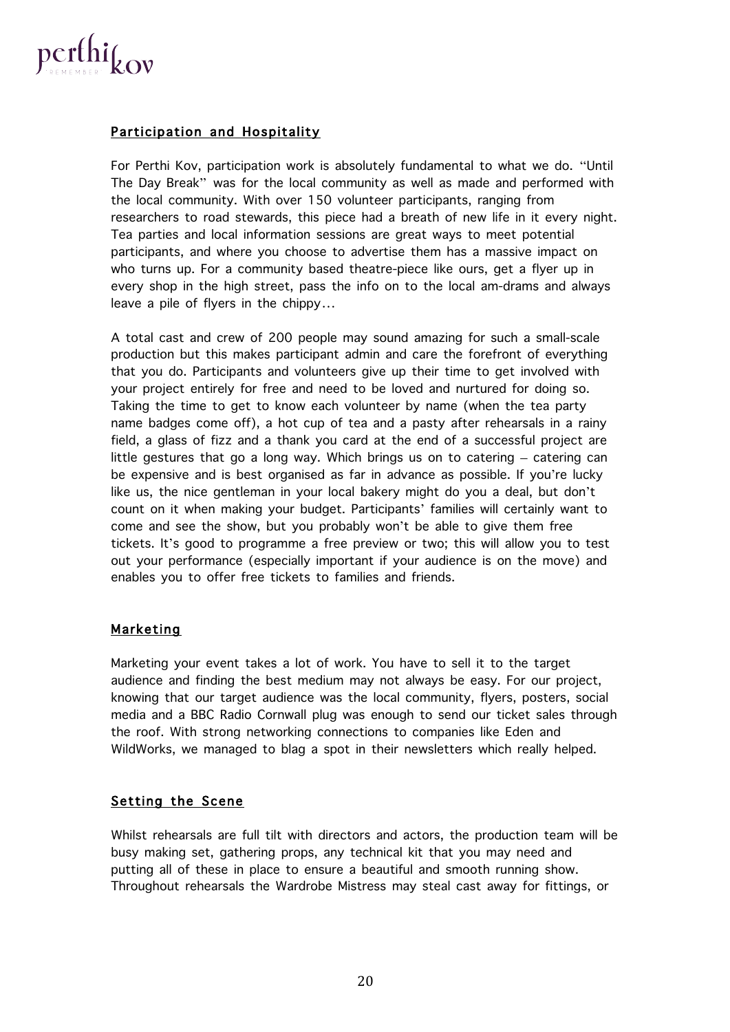## Participation and Hospitality

For Perthi Kov, participation work is absolutely fundamental to what we do. "Until The Day Break" was for the local community as well as made and performed with the local community. With over 150 volunteer participants, ranging from researchers to road stewards, this piece had a breath of new life in it every night. Tea parties and local information sessions are great ways to meet potential participants, and where you choose to advertise them has a massive impact on who turns up. For a community based theatre-piece like ours, get a flyer up in every shop in the high street, pass the info on to the local am-drams and always leave a pile of flyers in the chippy…

A total cast and crew of 200 people may sound amazing for such a small-scale production but this makes participant admin and care the forefront of everything that you do. Participants and volunteers give up their time to get involved with your project entirely for free and need to be loved and nurtured for doing so. Taking the time to get to know each volunteer by name (when the tea party name badges come off), a hot cup of tea and a pasty after rehearsals in a rainy field, a glass of fizz and a thank you card at the end of a successful project are little gestures that go a long way. Which brings us on to catering – catering can be expensive and is best organised as far in advance as possible. If you're lucky like us, the nice gentleman in your local bakery might do you a deal, but don't count on it when making your budget. Participants' families will certainly want to come and see the show, but you probably won't be able to give them free tickets. It's good to programme a free preview or two; this will allow you to test out your performance (especially important if your audience is on the move) and enables you to offer free tickets to families and friends.

## Marketing

Marketing your event takes a lot of work. You have to sell it to the target audience and finding the best medium may not always be easy. For our project, knowing that our target audience was the local community, flyers, posters, social media and a BBC Radio Cornwall plug was enough to send our ticket sales through the roof. With strong networking connections to companies like Eden and WildWorks, we managed to blag a spot in their newsletters which really helped.

## Setting the Scene

Whilst rehearsals are full tilt with directors and actors, the production team will be busy making set, gathering props, any technical kit that you may need and putting all of these in place to ensure a beautiful and smooth running show. Throughout rehearsals the Wardrobe Mistress may steal cast away for fittings, or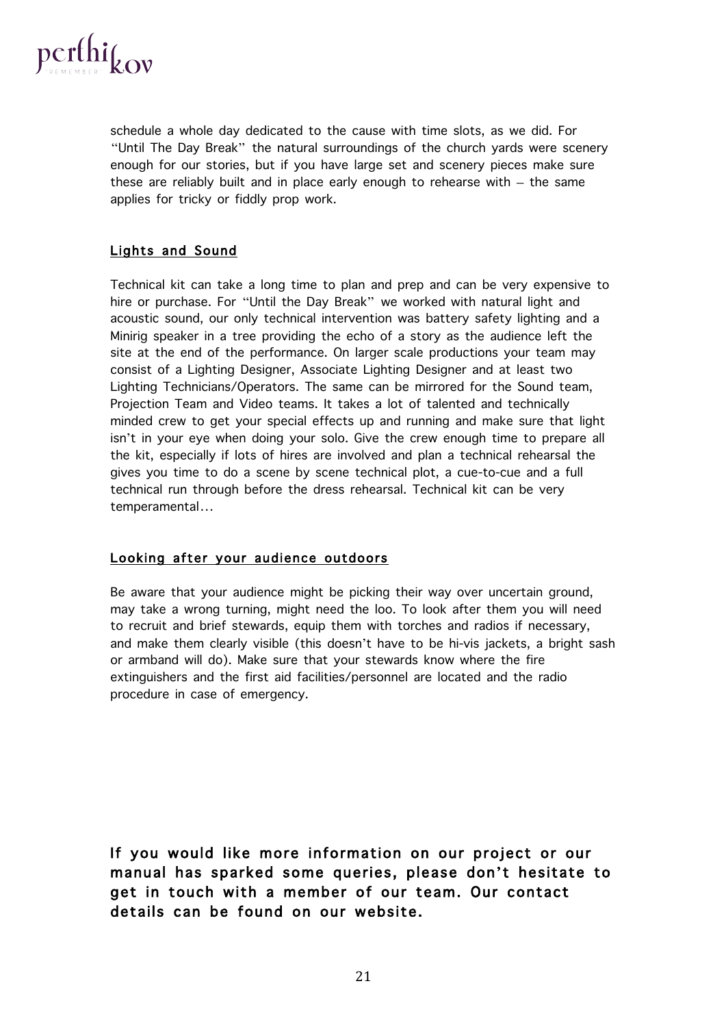schedule a whole day dedicated to the cause with time slots, as we did. For "Until The Day Break" the natural surroundings of the church yards were scenery enough for our stories, but if you have large set and scenery pieces make sure these are reliably built and in place early enough to rehearse with – the same applies for tricky or fiddly prop work.

## Lights and Sound

Technical kit can take a long time to plan and prep and can be very expensive to hire or purchase. For "Until the Day Break" we worked with natural light and acoustic sound, our only technical intervention was battery safety lighting and a Minirig speaker in a tree providing the echo of a story as the audience left the site at the end of the performance. On larger scale productions your team may consist of a Lighting Designer, Associate Lighting Designer and at least two Lighting Technicians/Operators. The same can be mirrored for the Sound team, Projection Team and Video teams. It takes a lot of talented and technically minded crew to get your special effects up and running and make sure that light isn't in your eye when doing your solo. Give the crew enough time to prepare all the kit, especially if lots of hires are involved and plan a technical rehearsal the gives you time to do a scene by scene technical plot, a cue-to-cue and a full technical run through before the dress rehearsal. Technical kit can be very temperamental…

## Looking after your audience outdoors

Be aware that your audience might be picking their way over uncertain ground, may take a wrong turning, might need the loo. To look after them you will need to recruit and brief stewards, equip them with torches and radios if necessary, and make them clearly visible (this doesn't have to be hi-vis jackets, a bright sash or armband will do). Make sure that your stewards know where the fire extinguishers and the first aid facilities/personnel are located and the radio procedure in case of emergency.

**If you would like more information on our project or our manual has sparked some queries, please don't hesitate to get in touch with a member of our team. Our contact details can be found on our website.**